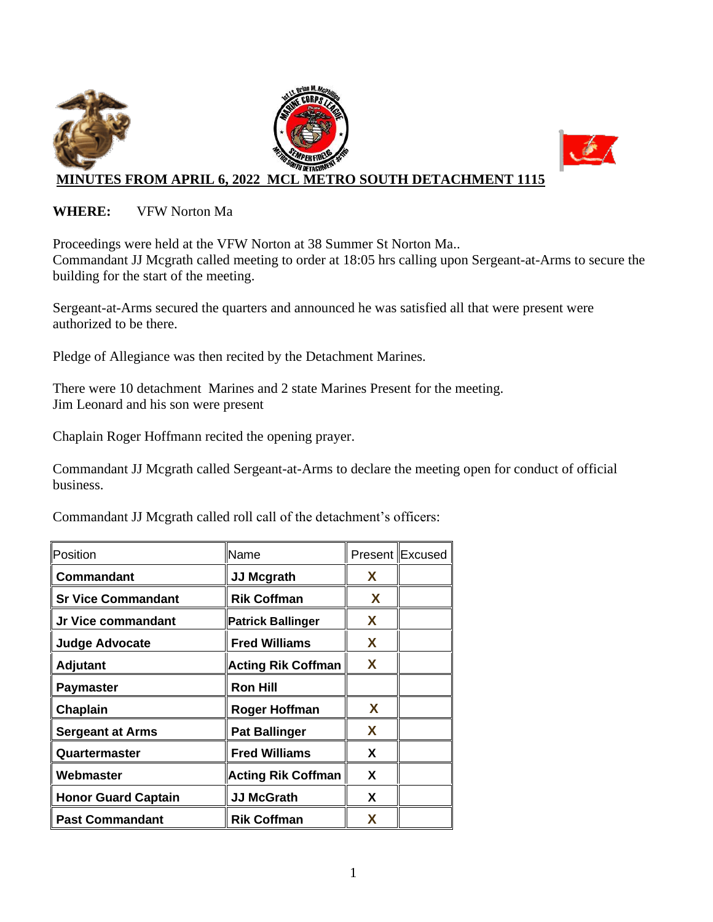# MINUTES FROM APRIL 6, 2022 MCL METRO SOUTH DETACHMENT 1115

**WHERE:** VFW Norton Ma

Proceedings were held at the VFW Norton at 38 Summer St Norton Ma..
Commandant JJ Mcgrath called meeting to order at 18:05 hrs calling upon Sergeant-at-Arms to secure the building for the start of the meeting.

Sergeant-at-Arms secured the quarters and announced he was satisfied all that were present were authorized to be there.

Pledge of Allegiance was then recited by the Detachment Marines.

There were 10 detachment Marines and 2 state Marines Present for the meeting.
Jim Leonard and his son were present

Chaplain Roger Hoffmann recited the opening prayer.

Commandant JJ Mcgrath called Sergeant-at-Arms to declare the meeting open for conduct of official business.

Commandant JJ Mcgrath called roll call of the detachment's officers:

| Position | Name | Present | Excused |
|---|---|---|---|
| **Commandant** | **JJ Mcgrath** | **X** | |
| **Sr Vice Commandant** | **Rik Coffman** | **X** | |
| **Jr Vice commandant** | **Patrick Ballinger** | **X** | |
| **Judge Advocate** | **Fred Williams** | **X** | |
| **Adjutant** | **Acting Rik Coffman** | **X** | |
| **Paymaster** | **Ron Hill** | | |
| **Chaplain** | **Roger Hoffman** | **X** | |
| **Sergeant at Arms** | **Pat Ballinger** | **X** | |
| **Quartermaster** | **Fred Williams** | **X** | |
| **Webmaster** | **Acting Rik Coffman** | **X** | |
| **Honor Guard Captain** | **JJ McGrath** | **X** | |
| **Past Commandant** | **Rik Coffman** | **X** | |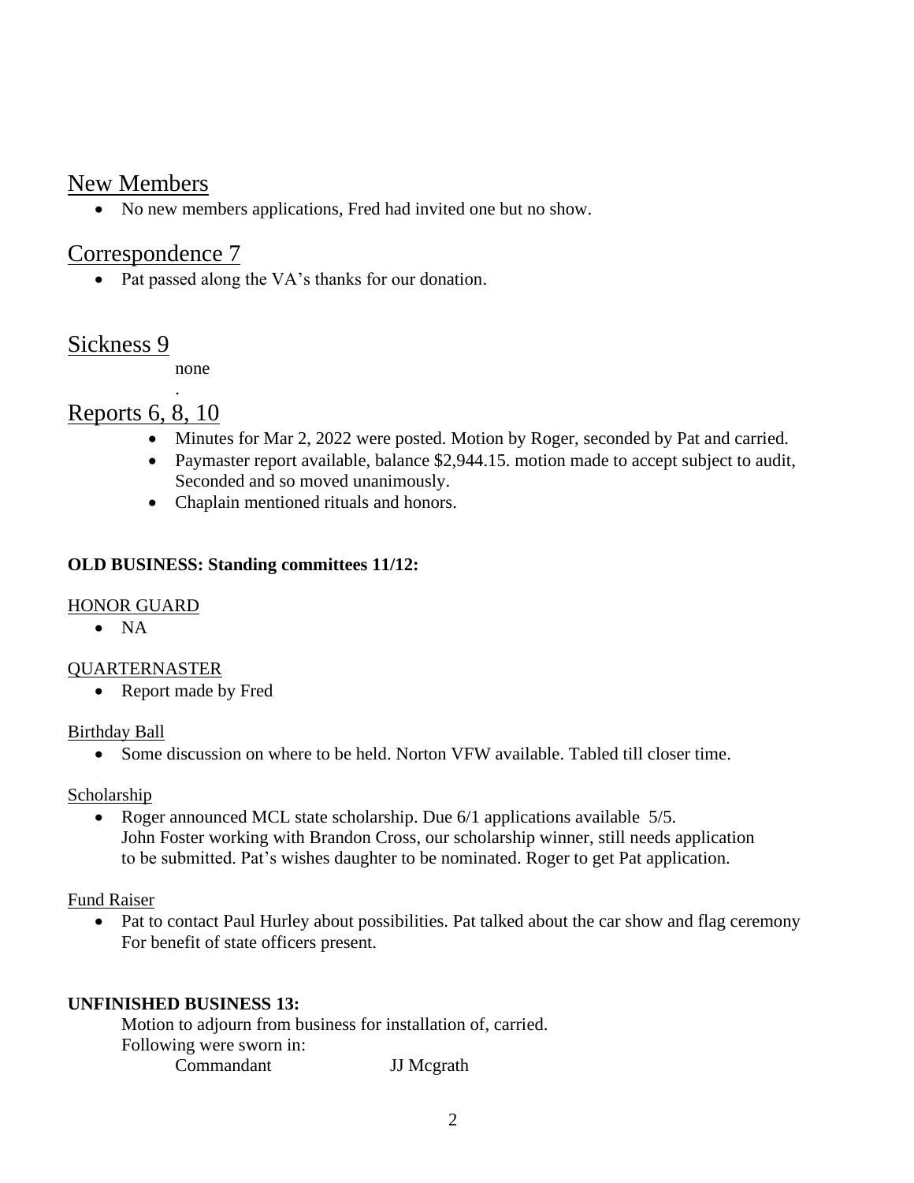## New Members

- No new members applications, Fred had invited one but no show.

## Correspondence 7

- Pat passed along the VA's thanks for our donation.

## Sickness 9

none

.

## Reports 6, 8, 10

- Minutes for Mar 2, 2022 were posted. Motion by Roger, seconded by Pat and carried.
- Paymaster report available, balance $2,944.15. motion made to accept subject to audit, Seconded and so moved unanimously.
- Chaplain mentioned rituals and honors.

**OLD BUSINESS: Standing committees 11/12:**

HONOR GUARD

- NA

QUARTERNASTER

- Report made by Fred

Birthday Ball

- Some discussion on where to be held. Norton VFW available. Tabled till closer time.

Scholarship

- Roger announced MCL state scholarship. Due 6/1 applications available 5/5. John Foster working with Brandon Cross, our scholarship winner, still needs application to be submitted. Pat's wishes daughter to be nominated. Roger to get Pat application.

Fund Raiser

- Pat to contact Paul Hurley about possibilities. Pat talked about the car show and flag ceremony For benefit of state officers present.

**UNFINISHED BUSINESS 13:**

Motion to adjourn from business for installation of, carried.
Following were sworn in:

Commandant JJ Mcgrath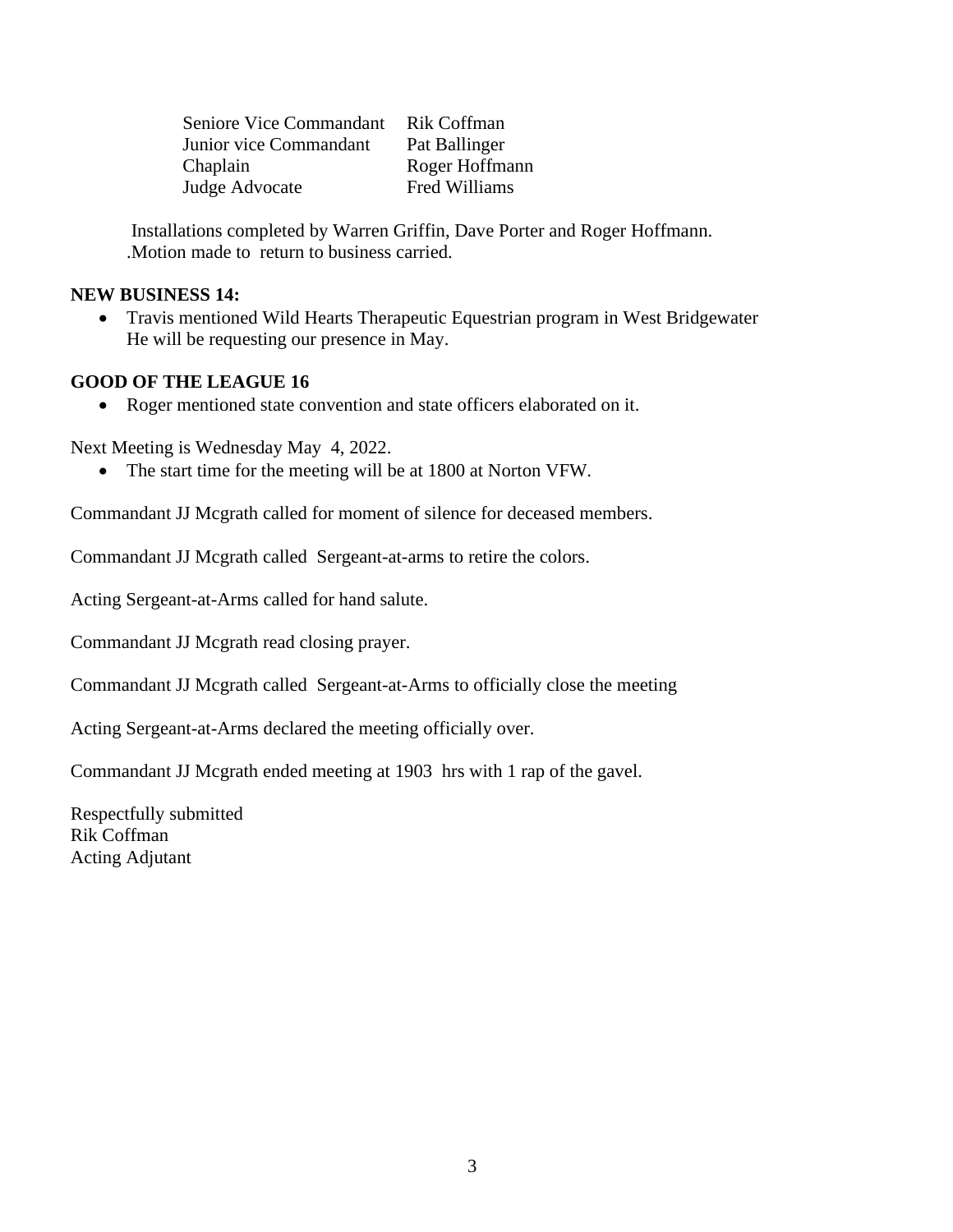| | |
|---|---|
| Seniore Vice Commandant | Rik Coffman |
| Junior vice Commandant | Pat Ballinger |
| Chaplain | Roger Hoffmann |
| Judge Advocate | Fred Williams |

Installations completed by Warren Griffin, Dave Porter and Roger Hoffmann.
.Motion made to return to business carried.

**NEW BUSINESS 14:**

- Travis mentioned Wild Hearts Therapeutic Equestrian program in West Bridgewater He will be requesting our presence in May.

**GOOD OF THE LEAGUE 16**

- Roger mentioned state convention and state officers elaborated on it.

Next Meeting is Wednesday May 4, 2022.

- The start time for the meeting will be at 1800 at Norton VFW.

Commandant JJ Mcgrath called for moment of silence for deceased members.

Commandant JJ Mcgrath called Sergeant-at-arms to retire the colors.

Acting Sergeant-at-Arms called for hand salute.

Commandant JJ Mcgrath read closing prayer.

Commandant JJ Mcgrath called Sergeant-at-Arms to officially close the meeting

Acting Sergeant-at-Arms declared the meeting officially over.

Commandant JJ Mcgrath ended meeting at 1903 hrs with 1 rap of the gavel.

Respectfully submitted
Rik Coffman
Acting Adjutant